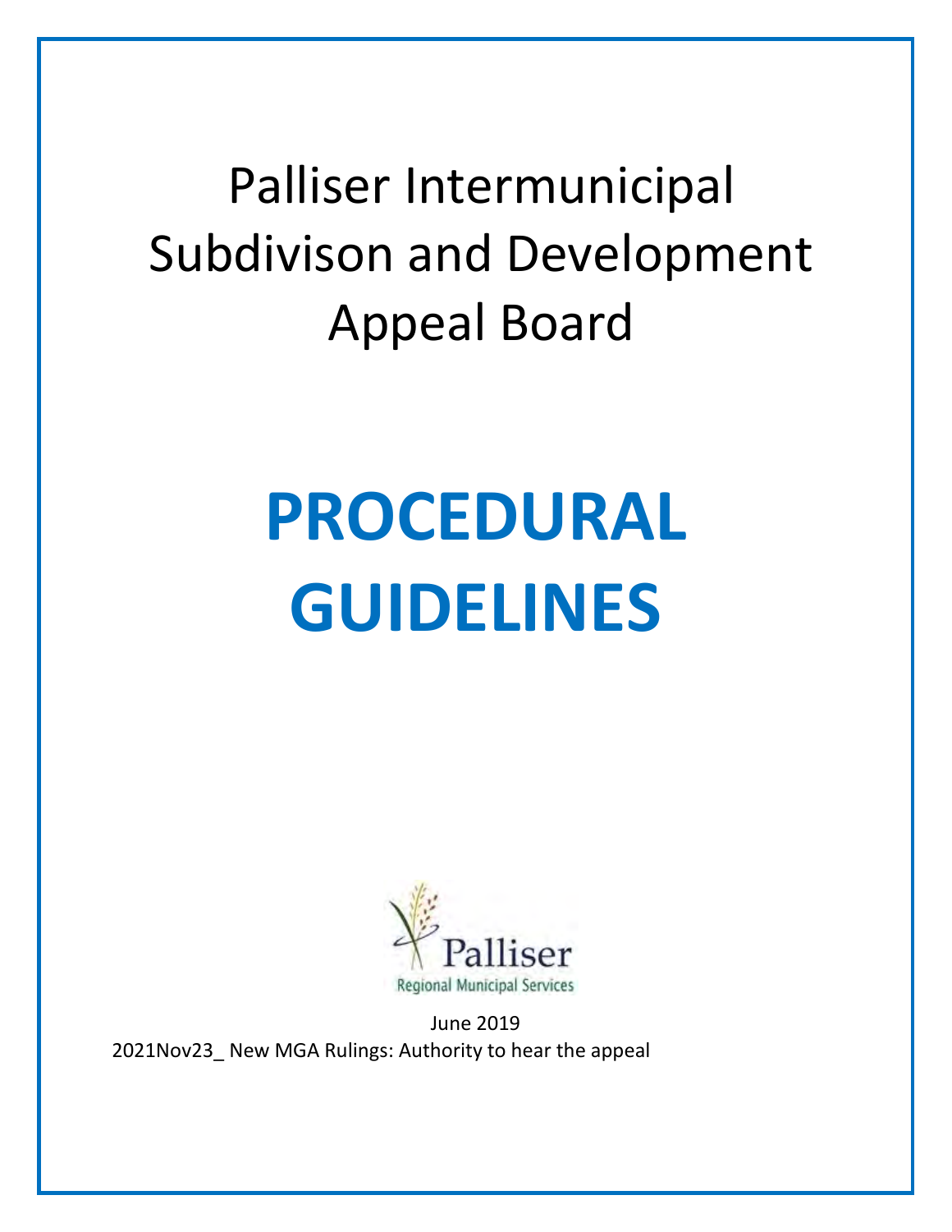# Palliser Intermunicipal Subdivison and Development Appeal Board

# PROCEDURAL GUIDELINES

Palliser

Regional Municipal Services

June 2019

2021Nov23_ New MGA Rulings: Authority to hear the appeal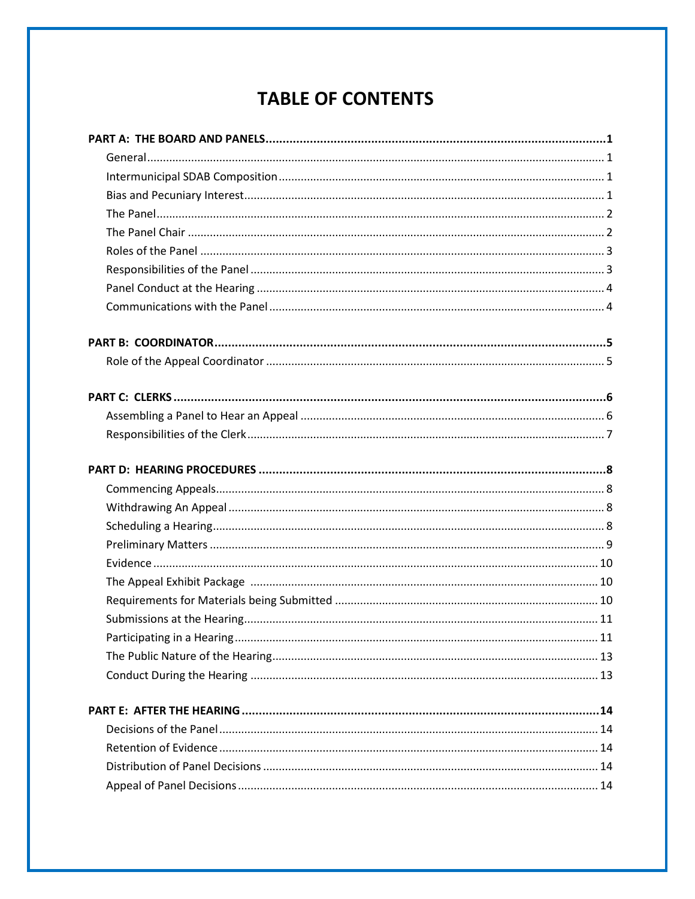# TABLE OF CONTENTS

**PART A: THE BOARD AND PANELS** ..... **1**

- General ..... 1
- Intermunicipal SDAB Composition ..... 1
- Bias and Pecuniary Interest ..... 1
- The Panel ..... 2
- The Panel Chair ..... 2
- Roles of the Panel ..... 3
- Responsibilities of the Panel ..... 3
- Panel Conduct at the Hearing ..... 4
- Communications with the Panel ..... 4

**PART B: COORDINATOR** ..... **5**

- Role of the Appeal Coordinator ..... 5

**PART C: CLERKS** ..... **6**

- Assembling a Panel to Hear an Appeal ..... 6
- Responsibilities of the Clerk ..... 7

**PART D: HEARING PROCEDURES** ..... **8**

- Commencing Appeals ..... 8
- Withdrawing An Appeal ..... 8
- Scheduling a Hearing ..... 8
- Preliminary Matters ..... 9
- Evidence ..... 10
- The Appeal Exhibit Package ..... 10
- Requirements for Materials being Submitted ..... 10
- Submissions at the Hearing ..... 11
- Participating in a Hearing ..... 11
- The Public Nature of the Hearing ..... 13
- Conduct During the Hearing ..... 13

**PART E: AFTER THE HEARING** ..... **14**

- Decisions of the Panel ..... 14
- Retention of Evidence ..... 14
- Distribution of Panel Decisions ..... 14
- Appeal of Panel Decisions ..... 14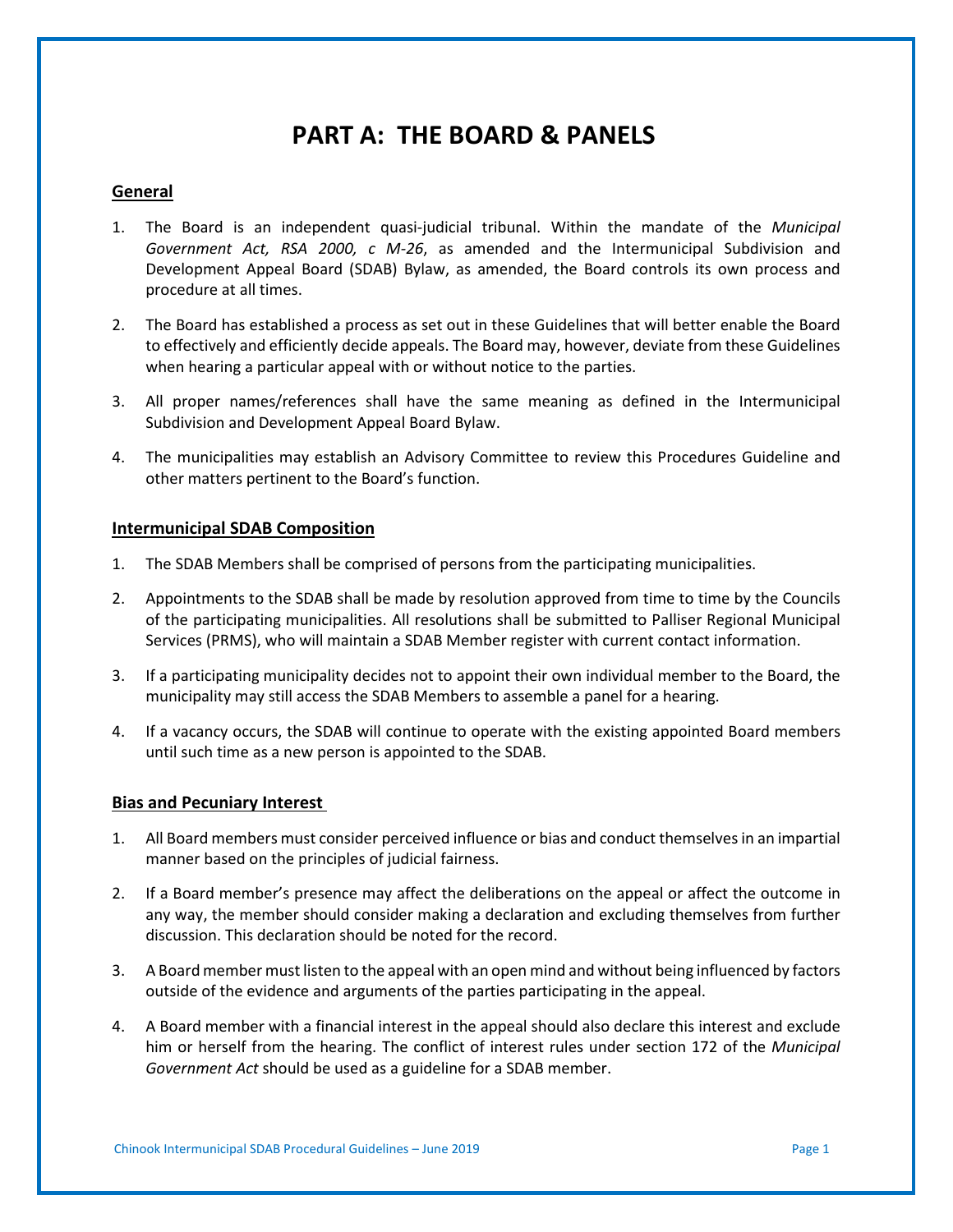# PART A: THE BOARD & PANELS

## General

1. The Board is an independent quasi-judicial tribunal. Within the mandate of the *Municipal Government Act, RSA 2000, c M-26*, as amended and the Intermunicipal Subdivision and Development Appeal Board (SDAB) Bylaw, as amended, the Board controls its own process and procedure at all times.

2. The Board has established a process as set out in these Guidelines that will better enable the Board to effectively and efficiently decide appeals. The Board may, however, deviate from these Guidelines when hearing a particular appeal with or without notice to the parties.

3. All proper names/references shall have the same meaning as defined in the Intermunicipal Subdivision and Development Appeal Board Bylaw.

4. The municipalities may establish an Advisory Committee to review this Procedures Guideline and other matters pertinent to the Board's function.

## Intermunicipal SDAB Composition

1. The SDAB Members shall be comprised of persons from the participating municipalities.

2. Appointments to the SDAB shall be made by resolution approved from time to time by the Councils of the participating municipalities. All resolutions shall be submitted to Palliser Regional Municipal Services (PRMS), who will maintain a SDAB Member register with current contact information.

3. If a participating municipality decides not to appoint their own individual member to the Board, the municipality may still access the SDAB Members to assemble a panel for a hearing.

4. If a vacancy occurs, the SDAB will continue to operate with the existing appointed Board members until such time as a new person is appointed to the SDAB.

## Bias and Pecuniary Interest

1. All Board members must consider perceived influence or bias and conduct themselves in an impartial manner based on the principles of judicial fairness.

2. If a Board member's presence may affect the deliberations on the appeal or affect the outcome in any way, the member should consider making a declaration and excluding themselves from further discussion. This declaration should be noted for the record.

3. A Board member must listen to the appeal with an open mind and without being influenced by factors outside of the evidence and arguments of the parties participating in the appeal.

4. A Board member with a financial interest in the appeal should also declare this interest and exclude him or herself from the hearing. The conflict of interest rules under section 172 of the *Municipal Government Act* should be used as a guideline for a SDAB member.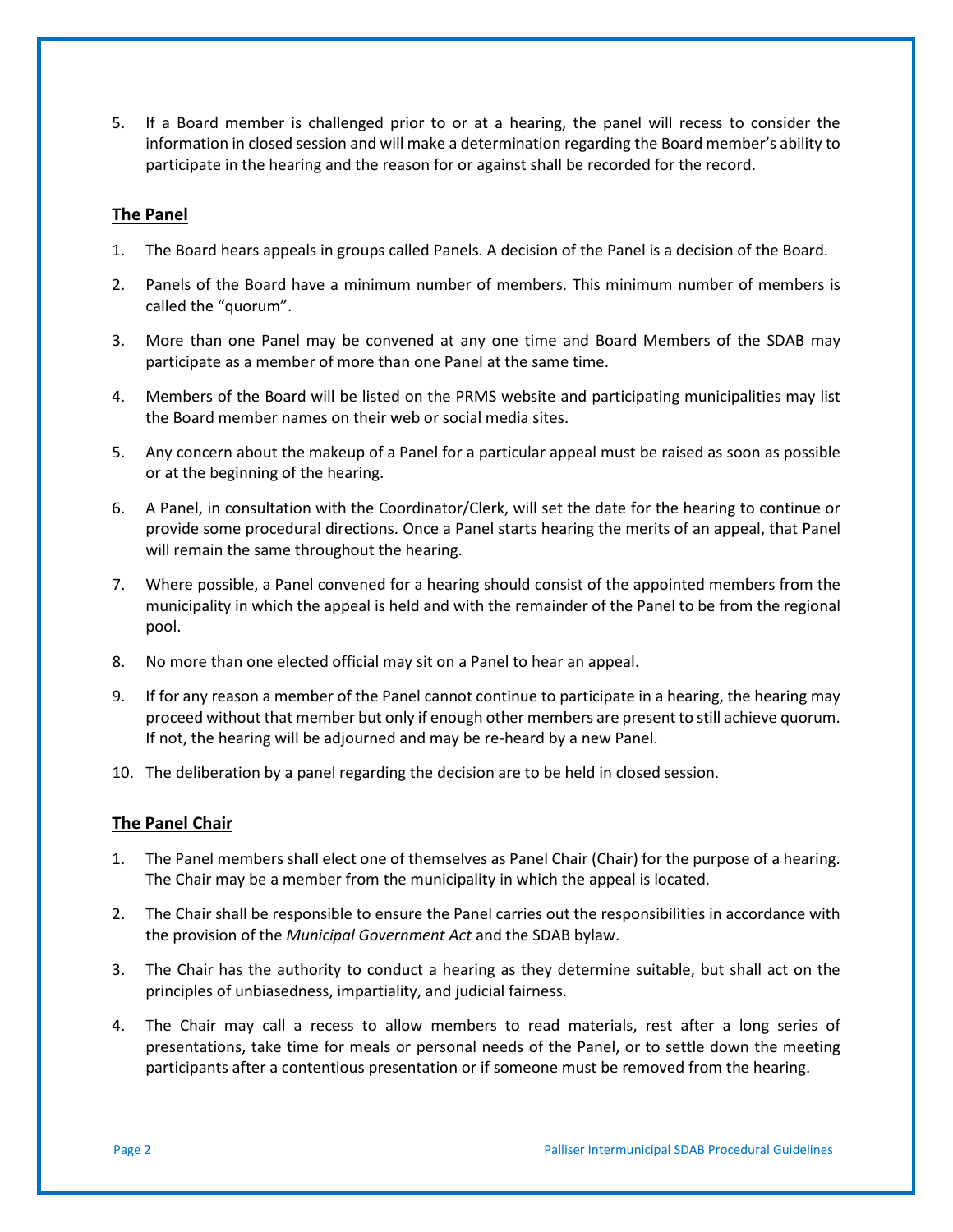5. If a Board member is challenged prior to or at a hearing, the panel will recess to consider the information in closed session and will make a determination regarding the Board member's ability to participate in the hearing and the reason for or against shall be recorded for the record.

## The Panel

1. The Board hears appeals in groups called Panels. A decision of the Panel is a decision of the Board.
2. Panels of the Board have a minimum number of members. This minimum number of members is called the "quorum".
3. More than one Panel may be convened at any one time and Board Members of the SDAB may participate as a member of more than one Panel at the same time.
4. Members of the Board will be listed on the PRMS website and participating municipalities may list the Board member names on their web or social media sites.
5. Any concern about the makeup of a Panel for a particular appeal must be raised as soon as possible or at the beginning of the hearing.
6. A Panel, in consultation with the Coordinator/Clerk, will set the date for the hearing to continue or provide some procedural directions. Once a Panel starts hearing the merits of an appeal, that Panel will remain the same throughout the hearing.
7. Where possible, a Panel convened for a hearing should consist of the appointed members from the municipality in which the appeal is held and with the remainder of the Panel to be from the regional pool.
8. No more than one elected official may sit on a Panel to hear an appeal.
9. If for any reason a member of the Panel cannot continue to participate in a hearing, the hearing may proceed without that member but only if enough other members are present to still achieve quorum. If not, the hearing will be adjourned and may be re-heard by a new Panel.
10. The deliberation by a panel regarding the decision are to be held in closed session.

## The Panel Chair

1. The Panel members shall elect one of themselves as Panel Chair (Chair) for the purpose of a hearing. The Chair may be a member from the municipality in which the appeal is located.
2. The Chair shall be responsible to ensure the Panel carries out the responsibilities in accordance with the provision of the *Municipal Government Act* and the SDAB bylaw.
3. The Chair has the authority to conduct a hearing as they determine suitable, but shall act on the principles of unbiasedness, impartiality, and judicial fairness.
4. The Chair may call a recess to allow members to read materials, rest after a long series of presentations, take time for meals or personal needs of the Panel, or to settle down the meeting participants after a contentious presentation or if someone must be removed from the hearing.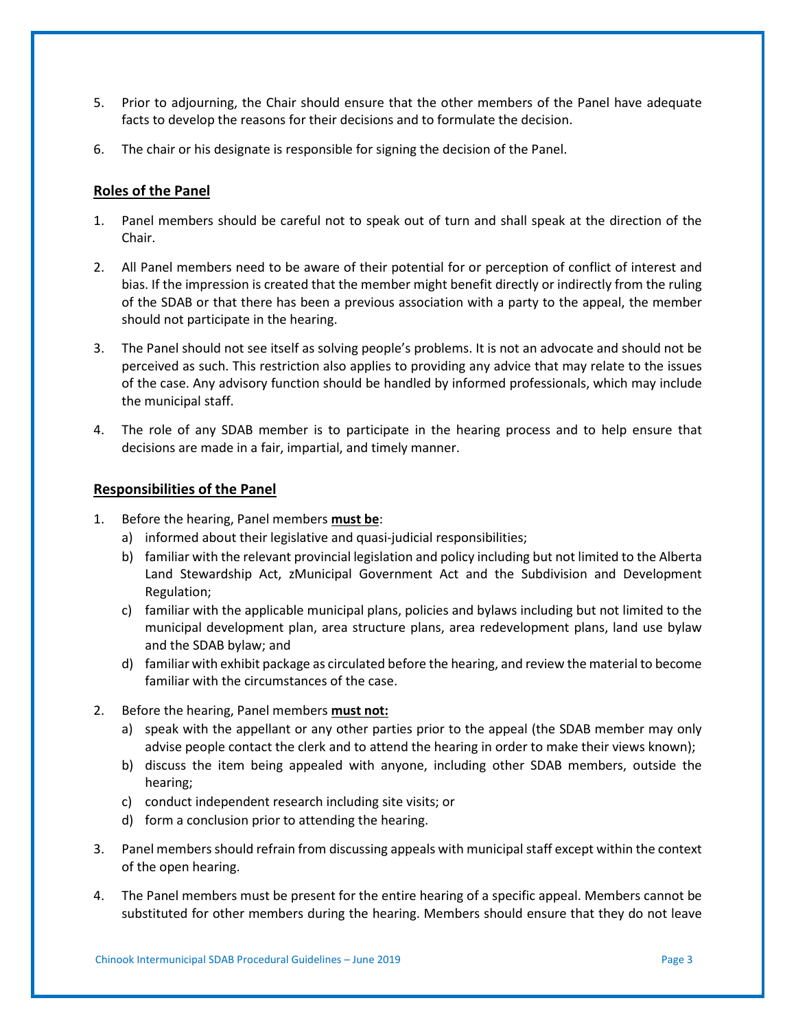5. Prior to adjourning, the Chair should ensure that the other members of the Panel have adequate facts to develop the reasons for their decisions and to formulate the decision.

6. The chair or his designate is responsible for signing the decision of the Panel.

## Roles of the Panel

1. Panel members should be careful not to speak out of turn and shall speak at the direction of the Chair.

2. All Panel members need to be aware of their potential for or perception of conflict of interest and bias. If the impression is created that the member might benefit directly or indirectly from the ruling of the SDAB or that there has been a previous association with a party to the appeal, the member should not participate in the hearing.

3. The Panel should not see itself as solving people's problems. It is not an advocate and should not be perceived as such. This restriction also applies to providing any advice that may relate to the issues of the case. Any advisory function should be handled by informed professionals, which may include the municipal staff.

4. The role of any SDAB member is to participate in the hearing process and to help ensure that decisions are made in a fair, impartial, and timely manner.

## Responsibilities of the Panel

1. Before the hearing, Panel members **must be**:
   a) informed about their legislative and quasi-judicial responsibilities;
   b) familiar with the relevant provincial legislation and policy including but not limited to the Alberta Land Stewardship Act, zMunicipal Government Act and the Subdivision and Development Regulation;
   c) familiar with the applicable municipal plans, policies and bylaws including but not limited to the municipal development plan, area structure plans, area redevelopment plans, land use bylaw and the SDAB bylaw; and
   d) familiar with exhibit package as circulated before the hearing, and review the material to become familiar with the circumstances of the case.

2. Before the hearing, Panel members **must not:**
   a) speak with the appellant or any other parties prior to the appeal (the SDAB member may only advise people contact the clerk and to attend the hearing in order to make their views known);
   b) discuss the item being appealed with anyone, including other SDAB members, outside the hearing;
   c) conduct independent research including site visits; or
   d) form a conclusion prior to attending the hearing.

3. Panel members should refrain from discussing appeals with municipal staff except within the context of the open hearing.

4. The Panel members must be present for the entire hearing of a specific appeal. Members cannot be substituted for other members during the hearing. Members should ensure that they do not leave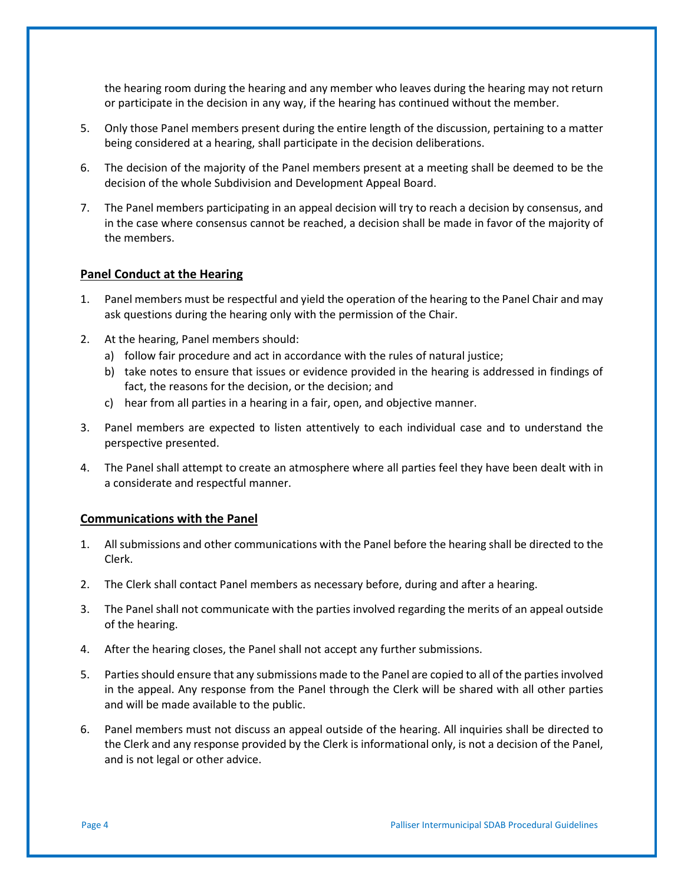the hearing room during the hearing and any member who leaves during the hearing may not return or participate in the decision in any way, if the hearing has continued without the member.

5. Only those Panel members present during the entire length of the discussion, pertaining to a matter being considered at a hearing, shall participate in the decision deliberations.

6. The decision of the majority of the Panel members present at a meeting shall be deemed to be the decision of the whole Subdivision and Development Appeal Board.

7. The Panel members participating in an appeal decision will try to reach a decision by consensus, and in the case where consensus cannot be reached, a decision shall be made in favor of the majority of the members.

## Panel Conduct at the Hearing

1. Panel members must be respectful and yield the operation of the hearing to the Panel Chair and may ask questions during the hearing only with the permission of the Chair.

2. At the hearing, Panel members should:
   a) follow fair procedure and act in accordance with the rules of natural justice;
   b) take notes to ensure that issues or evidence provided in the hearing is addressed in findings of fact, the reasons for the decision, or the decision; and
   c) hear from all parties in a hearing in a fair, open, and objective manner.

3. Panel members are expected to listen attentively to each individual case and to understand the perspective presented.

4. The Panel shall attempt to create an atmosphere where all parties feel they have been dealt with in a considerate and respectful manner.

## Communications with the Panel

1. All submissions and other communications with the Panel before the hearing shall be directed to the Clerk.

2. The Clerk shall contact Panel members as necessary before, during and after a hearing.

3. The Panel shall not communicate with the parties involved regarding the merits of an appeal outside of the hearing.

4. After the hearing closes, the Panel shall not accept any further submissions.

5. Parties should ensure that any submissions made to the Panel are copied to all of the parties involved in the appeal. Any response from the Panel through the Clerk will be shared with all other parties and will be made available to the public.

6. Panel members must not discuss an appeal outside of the hearing. All inquiries shall be directed to the Clerk and any response provided by the Clerk is informational only, is not a decision of the Panel, and is not legal or other advice.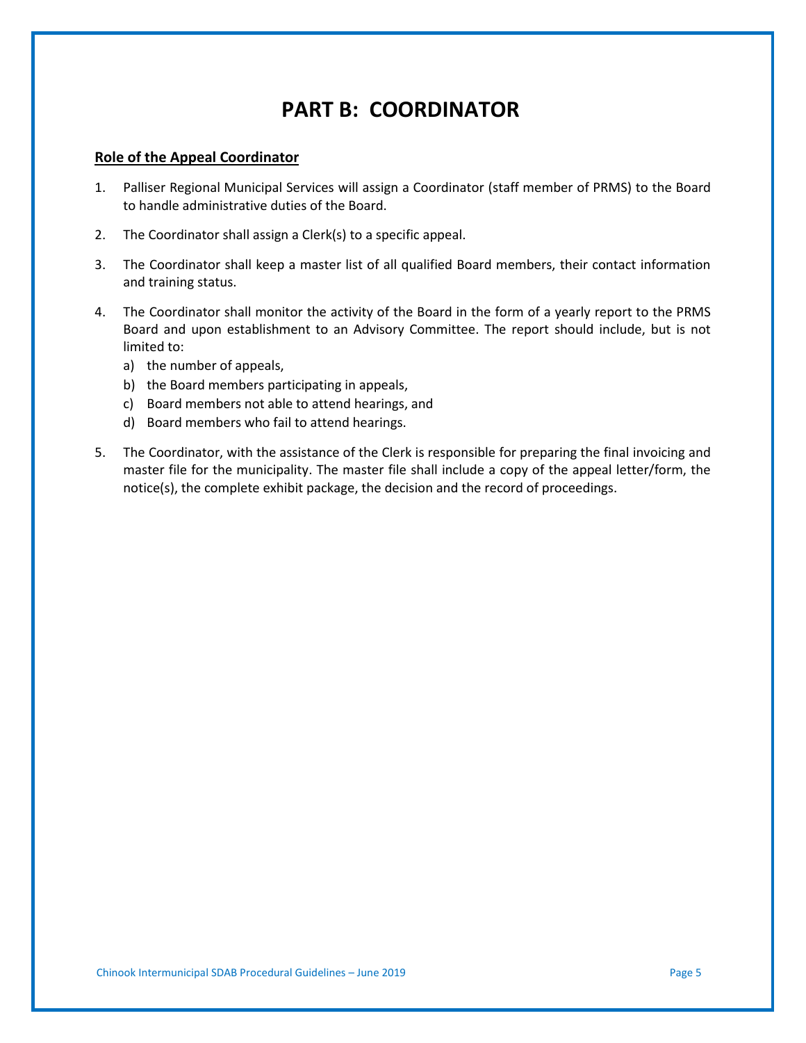# PART B: COORDINATOR

**Role of the Appeal Coordinator**

1. Palliser Regional Municipal Services will assign a Coordinator (staff member of PRMS) to the Board to handle administrative duties of the Board.

2. The Coordinator shall assign a Clerk(s) to a specific appeal.

3. The Coordinator shall keep a master list of all qualified Board members, their contact information and training status.

4. The Coordinator shall monitor the activity of the Board in the form of a yearly report to the PRMS Board and upon establishment to an Advisory Committee. The report should include, but is not limited to:
   a) the number of appeals,
   b) the Board members participating in appeals,
   c) Board members not able to attend hearings, and
   d) Board members who fail to attend hearings.

5. The Coordinator, with the assistance of the Clerk is responsible for preparing the final invoicing and master file for the municipality. The master file shall include a copy of the appeal letter/form, the notice(s), the complete exhibit package, the decision and the record of proceedings.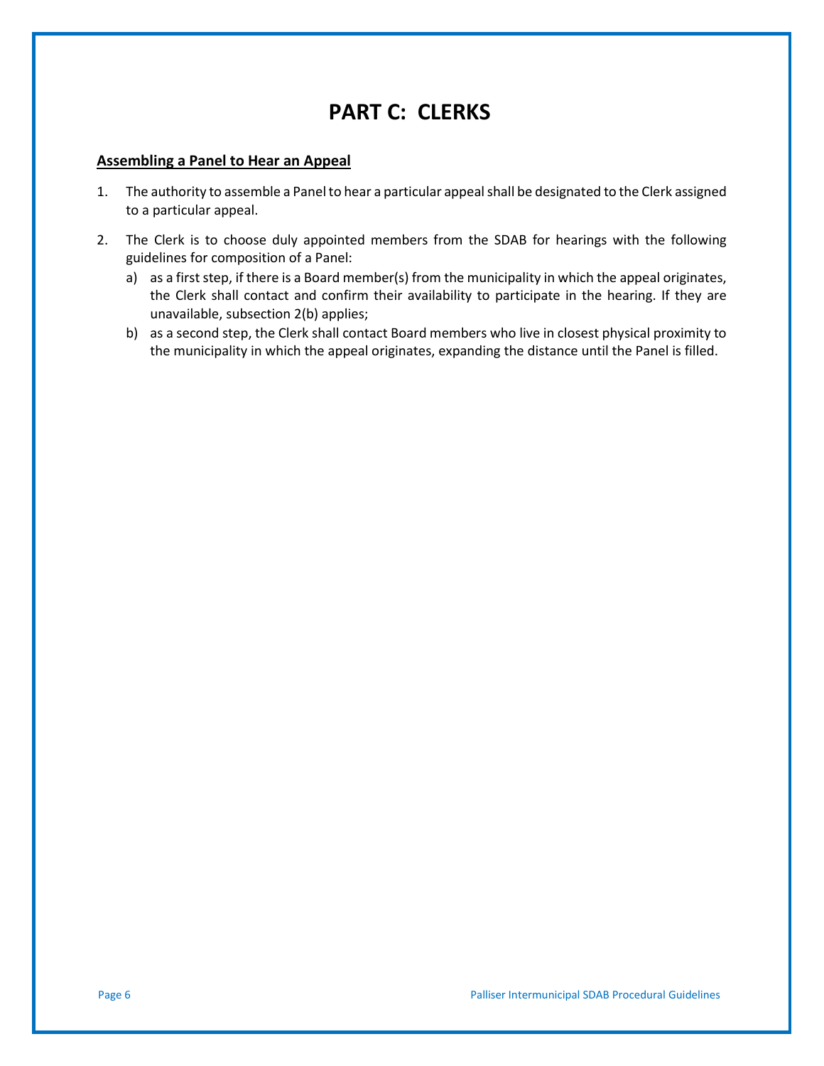# PART C: CLERKS

**Assembling a Panel to Hear an Appeal**

1. The authority to assemble a Panel to hear a particular appeal shall be designated to the Clerk assigned to a particular appeal.

2. The Clerk is to choose duly appointed members from the SDAB for hearings with the following guidelines for composition of a Panel:
   a) as a first step, if there is a Board member(s) from the municipality in which the appeal originates, the Clerk shall contact and confirm their availability to participate in the hearing. If they are unavailable, subsection 2(b) applies;
   b) as a second step, the Clerk shall contact Board members who live in closest physical proximity to the municipality in which the appeal originates, expanding the distance until the Panel is filled.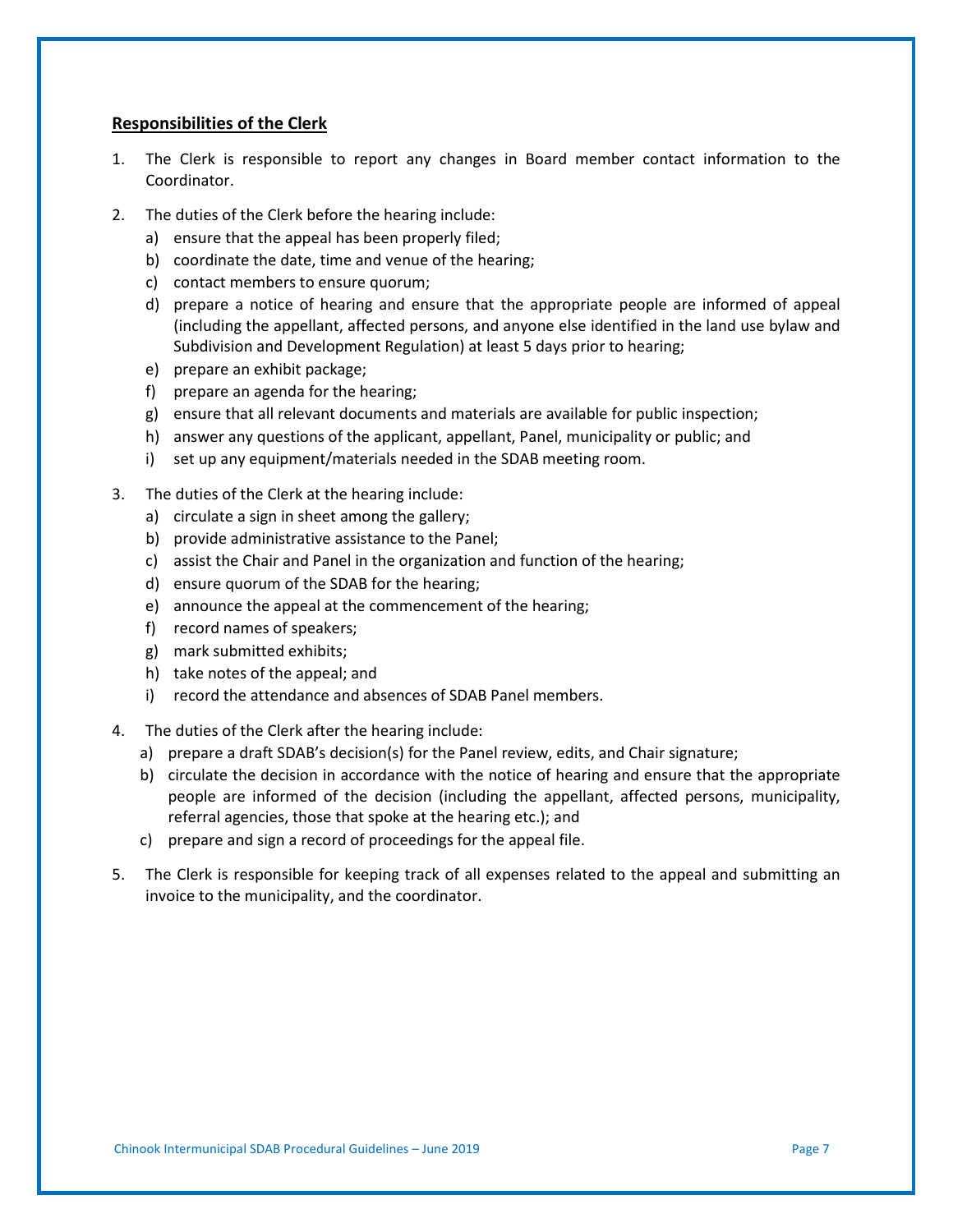**Responsibilities of the Clerk**

1. The Clerk is responsible to report any changes in Board member contact information to the Coordinator.
2. The duties of the Clerk before the hearing include:
   a) ensure that the appeal has been properly filed;
   b) coordinate the date, time and venue of the hearing;
   c) contact members to ensure quorum;
   d) prepare a notice of hearing and ensure that the appropriate people are informed of appeal (including the appellant, affected persons, and anyone else identified in the land use bylaw and Subdivision and Development Regulation) at least 5 days prior to hearing;
   e) prepare an exhibit package;
   f) prepare an agenda for the hearing;
   g) ensure that all relevant documents and materials are available for public inspection;
   h) answer any questions of the applicant, appellant, Panel, municipality or public; and
   i) set up any equipment/materials needed in the SDAB meeting room.
3. The duties of the Clerk at the hearing include:
   a) circulate a sign in sheet among the gallery;
   b) provide administrative assistance to the Panel;
   c) assist the Chair and Panel in the organization and function of the hearing;
   d) ensure quorum of the SDAB for the hearing;
   e) announce the appeal at the commencement of the hearing;
   f) record names of speakers;
   g) mark submitted exhibits;
   h) take notes of the appeal; and
   i) record the attendance and absences of SDAB Panel members.
4. The duties of the Clerk after the hearing include:
   a) prepare a draft SDAB's decision(s) for the Panel review, edits, and Chair signature;
   b) circulate the decision in accordance with the notice of hearing and ensure that the appropriate people are informed of the decision (including the appellant, affected persons, municipality, referral agencies, those that spoke at the hearing etc.); and
   c) prepare and sign a record of proceedings for the appeal file.
5. The Clerk is responsible for keeping track of all expenses related to the appeal and submitting an invoice to the municipality, and the coordinator.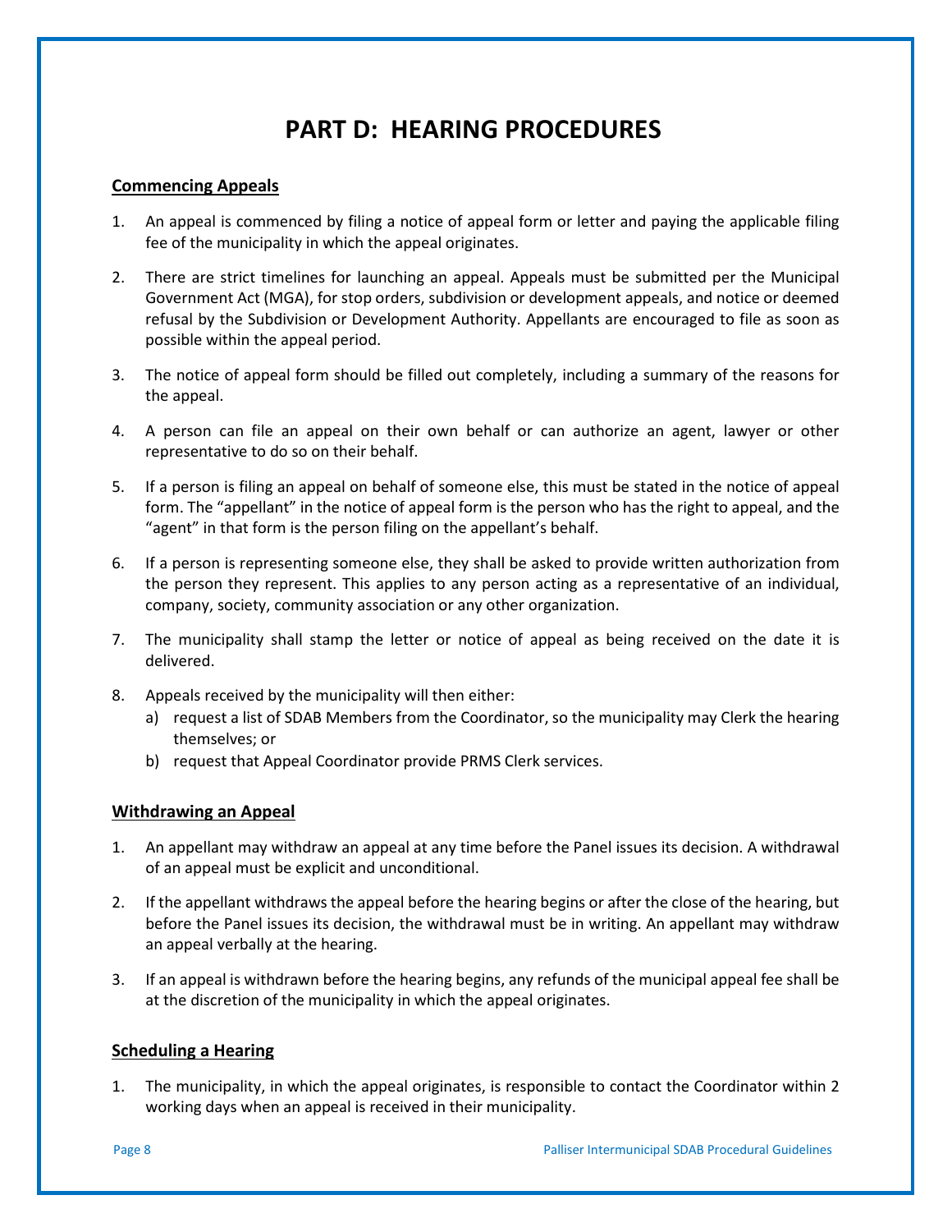# PART D: HEARING PROCEDURES

## Commencing Appeals

1. An appeal is commenced by filing a notice of appeal form or letter and paying the applicable filing fee of the municipality in which the appeal originates.

2. There are strict timelines for launching an appeal. Appeals must be submitted per the Municipal Government Act (MGA), for stop orders, subdivision or development appeals, and notice or deemed refusal by the Subdivision or Development Authority. Appellants are encouraged to file as soon as possible within the appeal period.

3. The notice of appeal form should be filled out completely, including a summary of the reasons for the appeal.

4. A person can file an appeal on their own behalf or can authorize an agent, lawyer or other representative to do so on their behalf.

5. If a person is filing an appeal on behalf of someone else, this must be stated in the notice of appeal form. The "appellant" in the notice of appeal form is the person who has the right to appeal, and the "agent" in that form is the person filing on the appellant's behalf.

6. If a person is representing someone else, they shall be asked to provide written authorization from the person they represent. This applies to any person acting as a representative of an individual, company, society, community association or any other organization.

7. The municipality shall stamp the letter or notice of appeal as being received on the date it is delivered.

8. Appeals received by the municipality will then either:
   a) request a list of SDAB Members from the Coordinator, so the municipality may Clerk the hearing themselves; or
   b) request that Appeal Coordinator provide PRMS Clerk services.

## Withdrawing an Appeal

1. An appellant may withdraw an appeal at any time before the Panel issues its decision. A withdrawal of an appeal must be explicit and unconditional.

2. If the appellant withdraws the appeal before the hearing begins or after the close of the hearing, but before the Panel issues its decision, the withdrawal must be in writing. An appellant may withdraw an appeal verbally at the hearing.

3. If an appeal is withdrawn before the hearing begins, any refunds of the municipal appeal fee shall be at the discretion of the municipality in which the appeal originates.

## Scheduling a Hearing

1. The municipality, in which the appeal originates, is responsible to contact the Coordinator within 2 working days when an appeal is received in their municipality.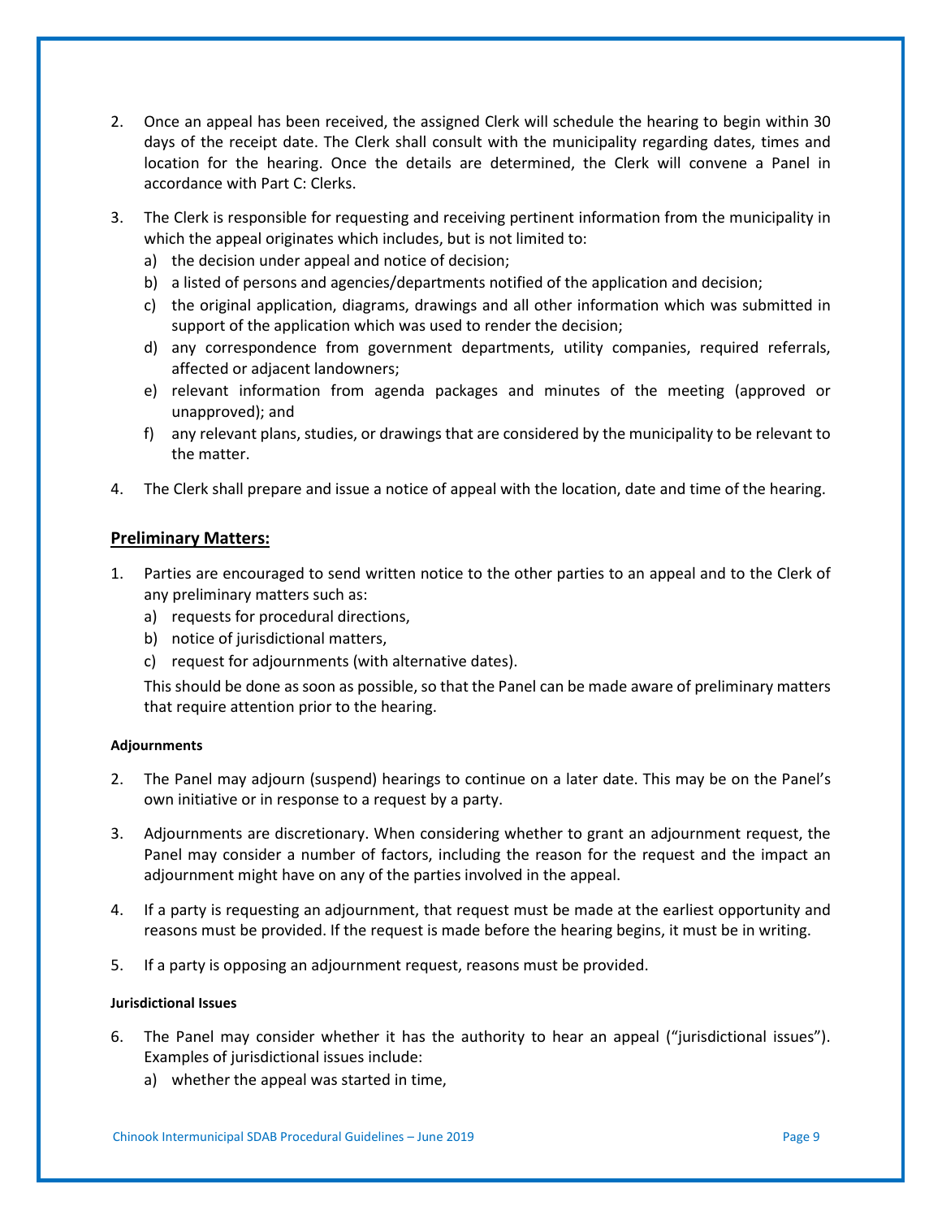2. Once an appeal has been received, the assigned Clerk will schedule the hearing to begin within 30 days of the receipt date. The Clerk shall consult with the municipality regarding dates, times and location for the hearing. Once the details are determined, the Clerk will convene a Panel in accordance with Part C: Clerks.

3. The Clerk is responsible for requesting and receiving pertinent information from the municipality in which the appeal originates which includes, but is not limited to:
   a) the decision under appeal and notice of decision;
   b) a listed of persons and agencies/departments notified of the application and decision;
   c) the original application, diagrams, drawings and all other information which was submitted in support of the application which was used to render the decision;
   d) any correspondence from government departments, utility companies, required referrals, affected or adjacent landowners;
   e) relevant information from agenda packages and minutes of the meeting (approved or unapproved); and
   f) any relevant plans, studies, or drawings that are considered by the municipality to be relevant to the matter.

4. The Clerk shall prepare and issue a notice of appeal with the location, date and time of the hearing.

## Preliminary Matters:

1. Parties are encouraged to send written notice to the other parties to an appeal and to the Clerk of any preliminary matters such as:
   a) requests for procedural directions,
   b) notice of jurisdictional matters,
   c) request for adjournments (with alternative dates).

   This should be done as soon as possible, so that the Panel can be made aware of preliminary matters that require attention prior to the hearing.

#### Adjournments

2. The Panel may adjourn (suspend) hearings to continue on a later date. This may be on the Panel's own initiative or in response to a request by a party.

3. Adjournments are discretionary. When considering whether to grant an adjournment request, the Panel may consider a number of factors, including the reason for the request and the impact an adjournment might have on any of the parties involved in the appeal.

4. If a party is requesting an adjournment, that request must be made at the earliest opportunity and reasons must be provided. If the request is made before the hearing begins, it must be in writing.

5. If a party is opposing an adjournment request, reasons must be provided.

#### Jurisdictional Issues

6. The Panel may consider whether it has the authority to hear an appeal ("jurisdictional issues"). Examples of jurisdictional issues include:
   a) whether the appeal was started in time,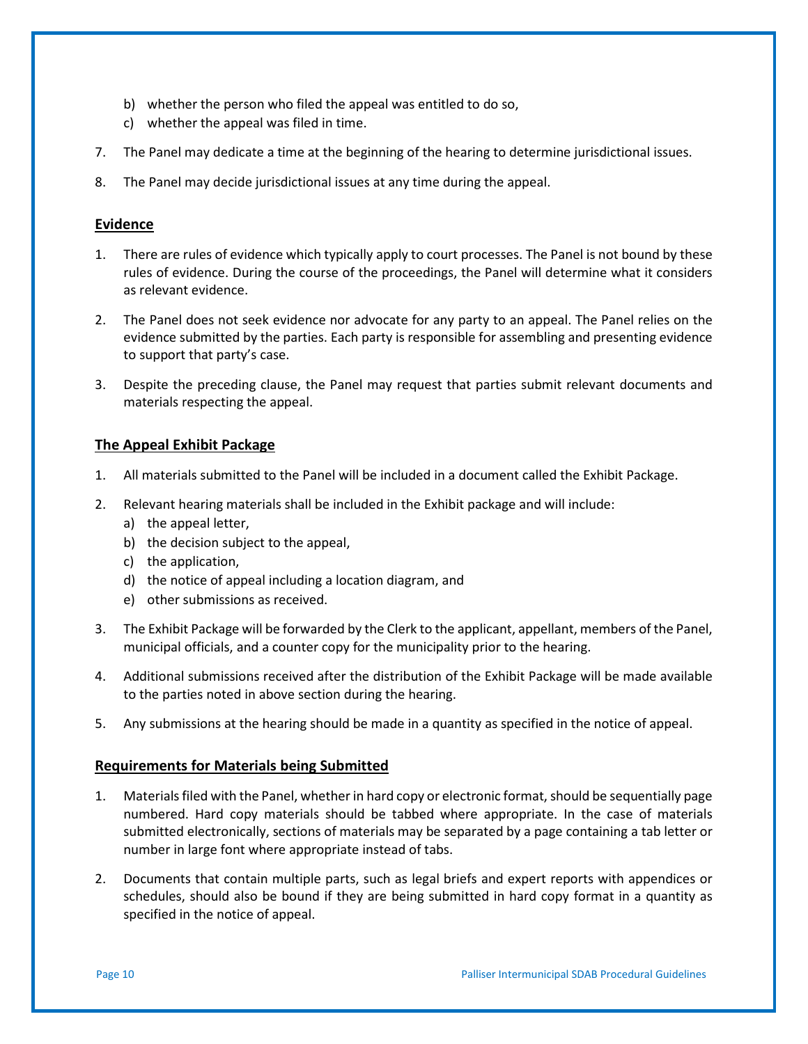b) whether the person who filed the appeal was entitled to do so,
c) whether the appeal was filed in time.

7. The Panel may dedicate a time at the beginning of the hearing to determine jurisdictional issues.

8. The Panel may decide jurisdictional issues at any time during the appeal.

## Evidence

1. There are rules of evidence which typically apply to court processes. The Panel is not bound by these rules of evidence. During the course of the proceedings, the Panel will determine what it considers as relevant evidence.

2. The Panel does not seek evidence nor advocate for any party to an appeal. The Panel relies on the evidence submitted by the parties. Each party is responsible for assembling and presenting evidence to support that party's case.

3. Despite the preceding clause, the Panel may request that parties submit relevant documents and materials respecting the appeal.

## The Appeal Exhibit Package

1. All materials submitted to the Panel will be included in a document called the Exhibit Package.

2. Relevant hearing materials shall be included in the Exhibit package and will include:
   a) the appeal letter,
   b) the decision subject to the appeal,
   c) the application,
   d) the notice of appeal including a location diagram, and
   e) other submissions as received.

3. The Exhibit Package will be forwarded by the Clerk to the applicant, appellant, members of the Panel, municipal officials, and a counter copy for the municipality prior to the hearing.

4. Additional submissions received after the distribution of the Exhibit Package will be made available to the parties noted in above section during the hearing.

5. Any submissions at the hearing should be made in a quantity as specified in the notice of appeal.

## Requirements for Materials being Submitted

1. Materials filed with the Panel, whether in hard copy or electronic format, should be sequentially page numbered. Hard copy materials should be tabbed where appropriate. In the case of materials submitted electronically, sections of materials may be separated by a page containing a tab letter or number in large font where appropriate instead of tabs.

2. Documents that contain multiple parts, such as legal briefs and expert reports with appendices or schedules, should also be bound if they are being submitted in hard copy format in a quantity as specified in the notice of appeal.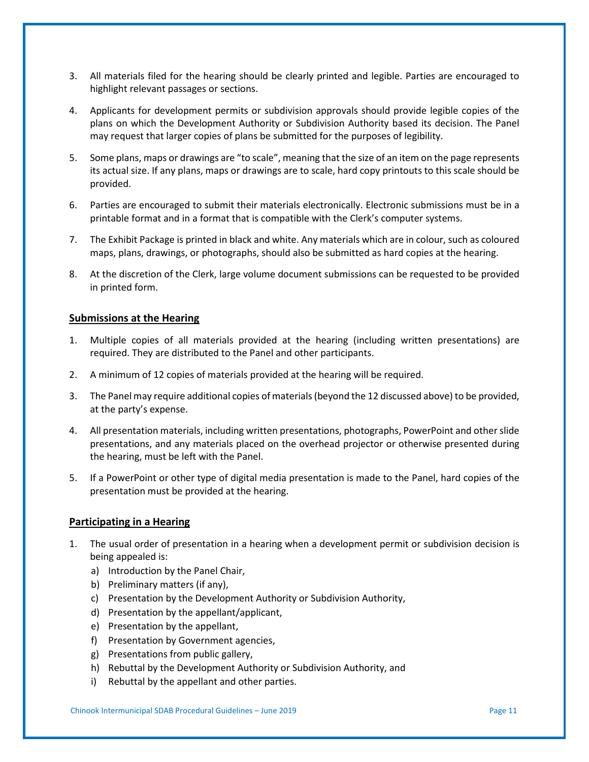3. All materials filed for the hearing should be clearly printed and legible. Parties are encouraged to highlight relevant passages or sections.

4. Applicants for development permits or subdivision approvals should provide legible copies of the plans on which the Development Authority or Subdivision Authority based its decision. The Panel may request that larger copies of plans be submitted for the purposes of legibility.

5. Some plans, maps or drawings are "to scale", meaning that the size of an item on the page represents its actual size. If any plans, maps or drawings are to scale, hard copy printouts to this scale should be provided.

6. Parties are encouraged to submit their materials electronically. Electronic submissions must be in a printable format and in a format that is compatible with the Clerk's computer systems.

7. The Exhibit Package is printed in black and white. Any materials which are in colour, such as coloured maps, plans, drawings, or photographs, should also be submitted as hard copies at the hearing.

8. At the discretion of the Clerk, large volume document submissions can be requested to be provided in printed form.

## Submissions at the Hearing

1. Multiple copies of all materials provided at the hearing (including written presentations) are required. They are distributed to the Panel and other participants.

2. A minimum of 12 copies of materials provided at the hearing will be required.

3. The Panel may require additional copies of materials (beyond the 12 discussed above) to be provided, at the party's expense.

4. All presentation materials, including written presentations, photographs, PowerPoint and other slide presentations, and any materials placed on the overhead projector or otherwise presented during the hearing, must be left with the Panel.

5. If a PowerPoint or other type of digital media presentation is made to the Panel, hard copies of the presentation must be provided at the hearing.

## Participating in a Hearing

1. The usual order of presentation in a hearing when a development permit or subdivision decision is being appealed is:
   a) Introduction by the Panel Chair,
   b) Preliminary matters (if any),
   c) Presentation by the Development Authority or Subdivision Authority,
   d) Presentation by the appellant/applicant,
   e) Presentation by the appellant,
   f) Presentation by Government agencies,
   g) Presentations from public gallery,
   h) Rebuttal by the Development Authority or Subdivision Authority, and
   i) Rebuttal by the appellant and other parties.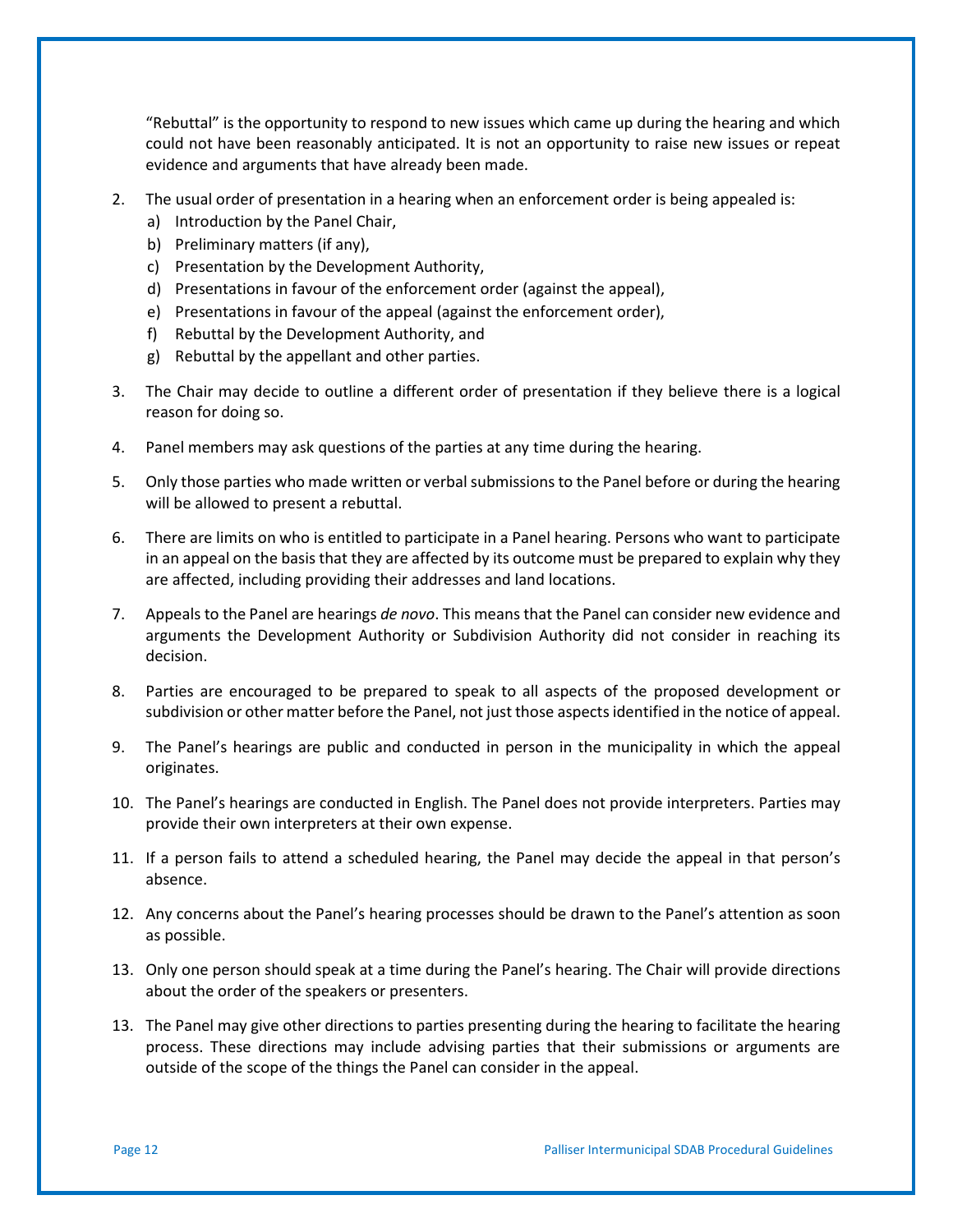"Rebuttal" is the opportunity to respond to new issues which came up during the hearing and which could not have been reasonably anticipated. It is not an opportunity to raise new issues or repeat evidence and arguments that have already been made.

2. The usual order of presentation in a hearing when an enforcement order is being appealed is:
   a) Introduction by the Panel Chair,
   b) Preliminary matters (if any),
   c) Presentation by the Development Authority,
   d) Presentations in favour of the enforcement order (against the appeal),
   e) Presentations in favour of the appeal (against the enforcement order),
   f) Rebuttal by the Development Authority, and
   g) Rebuttal by the appellant and other parties.

3. The Chair may decide to outline a different order of presentation if they believe there is a logical reason for doing so.

4. Panel members may ask questions of the parties at any time during the hearing.

5. Only those parties who made written or verbal submissions to the Panel before or during the hearing will be allowed to present a rebuttal.

6. There are limits on who is entitled to participate in a Panel hearing. Persons who want to participate in an appeal on the basis that they are affected by its outcome must be prepared to explain why they are affected, including providing their addresses and land locations.

7. Appeals to the Panel are hearings *de novo*. This means that the Panel can consider new evidence and arguments the Development Authority or Subdivision Authority did not consider in reaching its decision.

8. Parties are encouraged to be prepared to speak to all aspects of the proposed development or subdivision or other matter before the Panel, not just those aspects identified in the notice of appeal.

9. The Panel's hearings are public and conducted in person in the municipality in which the appeal originates.

10. The Panel's hearings are conducted in English. The Panel does not provide interpreters. Parties may provide their own interpreters at their own expense.

11. If a person fails to attend a scheduled hearing, the Panel may decide the appeal in that person's absence.

12. Any concerns about the Panel's hearing processes should be drawn to the Panel's attention as soon as possible.

13. Only one person should speak at a time during the Panel's hearing. The Chair will provide directions about the order of the speakers or presenters.

13. The Panel may give other directions to parties presenting during the hearing to facilitate the hearing process. These directions may include advising parties that their submissions or arguments are outside of the scope of the things the Panel can consider in the appeal.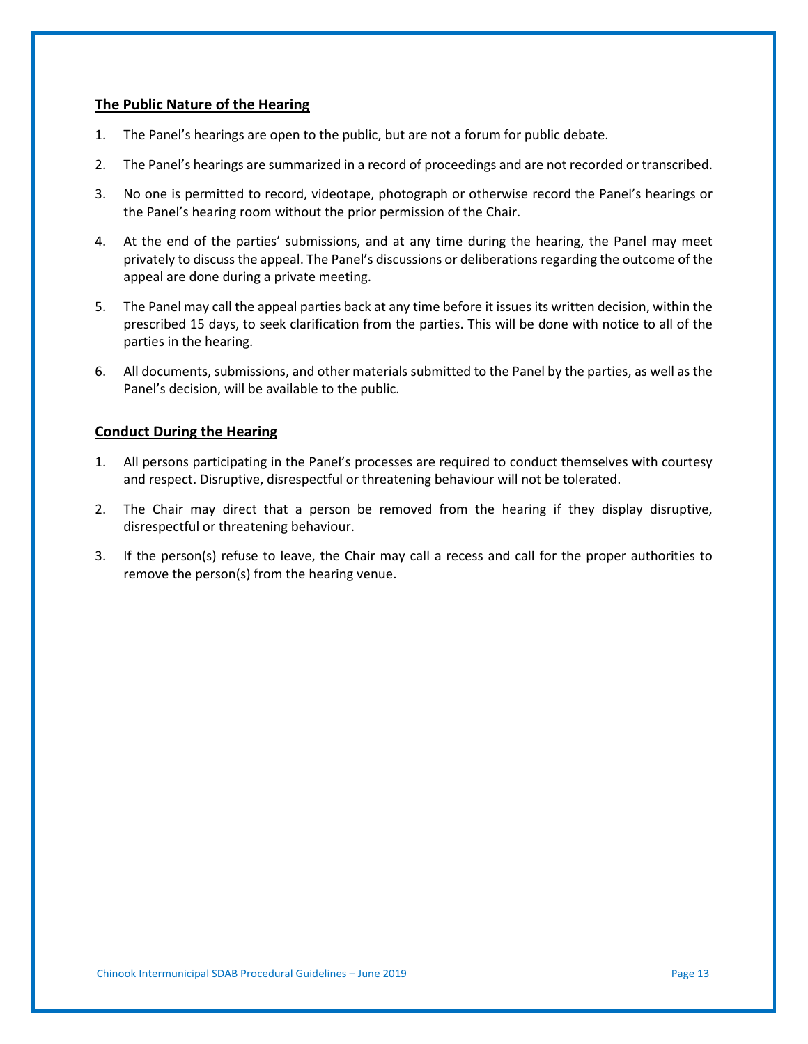## The Public Nature of the Hearing

1. The Panel's hearings are open to the public, but are not a forum for public debate.
2. The Panel's hearings are summarized in a record of proceedings and are not recorded or transcribed.
3. No one is permitted to record, videotape, photograph or otherwise record the Panel's hearings or the Panel's hearing room without the prior permission of the Chair.
4. At the end of the parties' submissions, and at any time during the hearing, the Panel may meet privately to discuss the appeal. The Panel's discussions or deliberations regarding the outcome of the appeal are done during a private meeting.
5. The Panel may call the appeal parties back at any time before it issues its written decision, within the prescribed 15 days, to seek clarification from the parties. This will be done with notice to all of the parties in the hearing.
6. All documents, submissions, and other materials submitted to the Panel by the parties, as well as the Panel's decision, will be available to the public.

## Conduct During the Hearing

1. All persons participating in the Panel's processes are required to conduct themselves with courtesy and respect. Disruptive, disrespectful or threatening behaviour will not be tolerated.
2. The Chair may direct that a person be removed from the hearing if they display disruptive, disrespectful or threatening behaviour.
3. If the person(s) refuse to leave, the Chair may call a recess and call for the proper authorities to remove the person(s) from the hearing venue.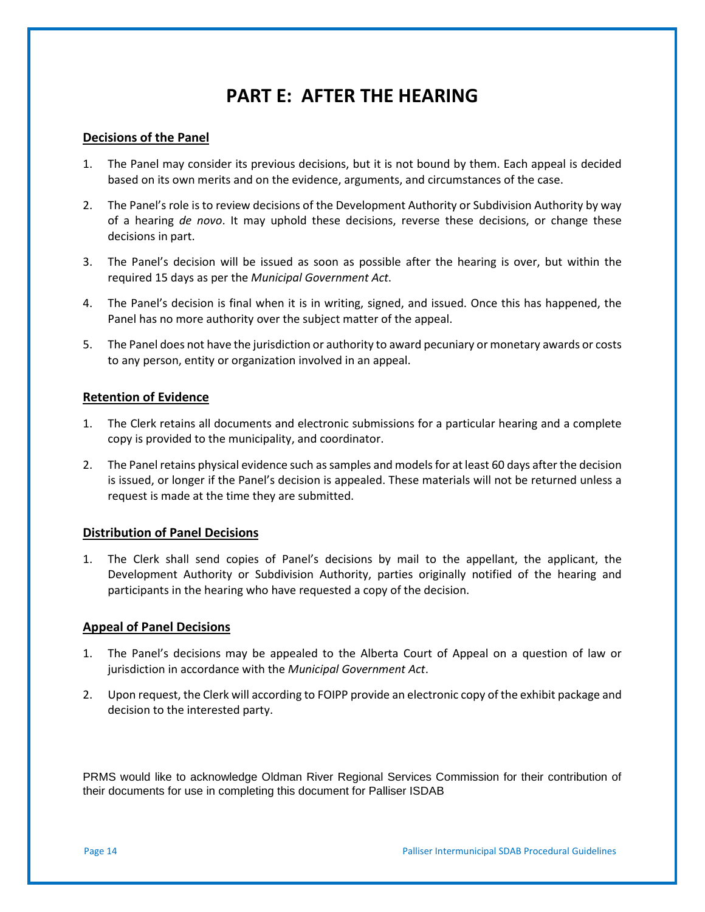# PART E: AFTER THE HEARING

## Decisions of the Panel

1. The Panel may consider its previous decisions, but it is not bound by them. Each appeal is decided based on its own merits and on the evidence, arguments, and circumstances of the case.

2. The Panel's role is to review decisions of the Development Authority or Subdivision Authority by way of a hearing *de novo*. It may uphold these decisions, reverse these decisions, or change these decisions in part.

3. The Panel's decision will be issued as soon as possible after the hearing is over, but within the required 15 days as per the *Municipal Government Act*.

4. The Panel's decision is final when it is in writing, signed, and issued. Once this has happened, the Panel has no more authority over the subject matter of the appeal.

5. The Panel does not have the jurisdiction or authority to award pecuniary or monetary awards or costs to any person, entity or organization involved in an appeal.

## Retention of Evidence

1. The Clerk retains all documents and electronic submissions for a particular hearing and a complete copy is provided to the municipality, and coordinator.

2. The Panel retains physical evidence such as samples and models for at least 60 days after the decision is issued, or longer if the Panel's decision is appealed. These materials will not be returned unless a request is made at the time they are submitted.

## Distribution of Panel Decisions

1. The Clerk shall send copies of Panel's decisions by mail to the appellant, the applicant, the Development Authority or Subdivision Authority, parties originally notified of the hearing and participants in the hearing who have requested a copy of the decision.

## Appeal of Panel Decisions

1. The Panel's decisions may be appealed to the Alberta Court of Appeal on a question of law or jurisdiction in accordance with the *Municipal Government Act*.

2. Upon request, the Clerk will according to FOIPP provide an electronic copy of the exhibit package and decision to the interested party.

PRMS would like to acknowledge Oldman River Regional Services Commission for their contribution of their documents for use in completing this document for Palliser ISDAB